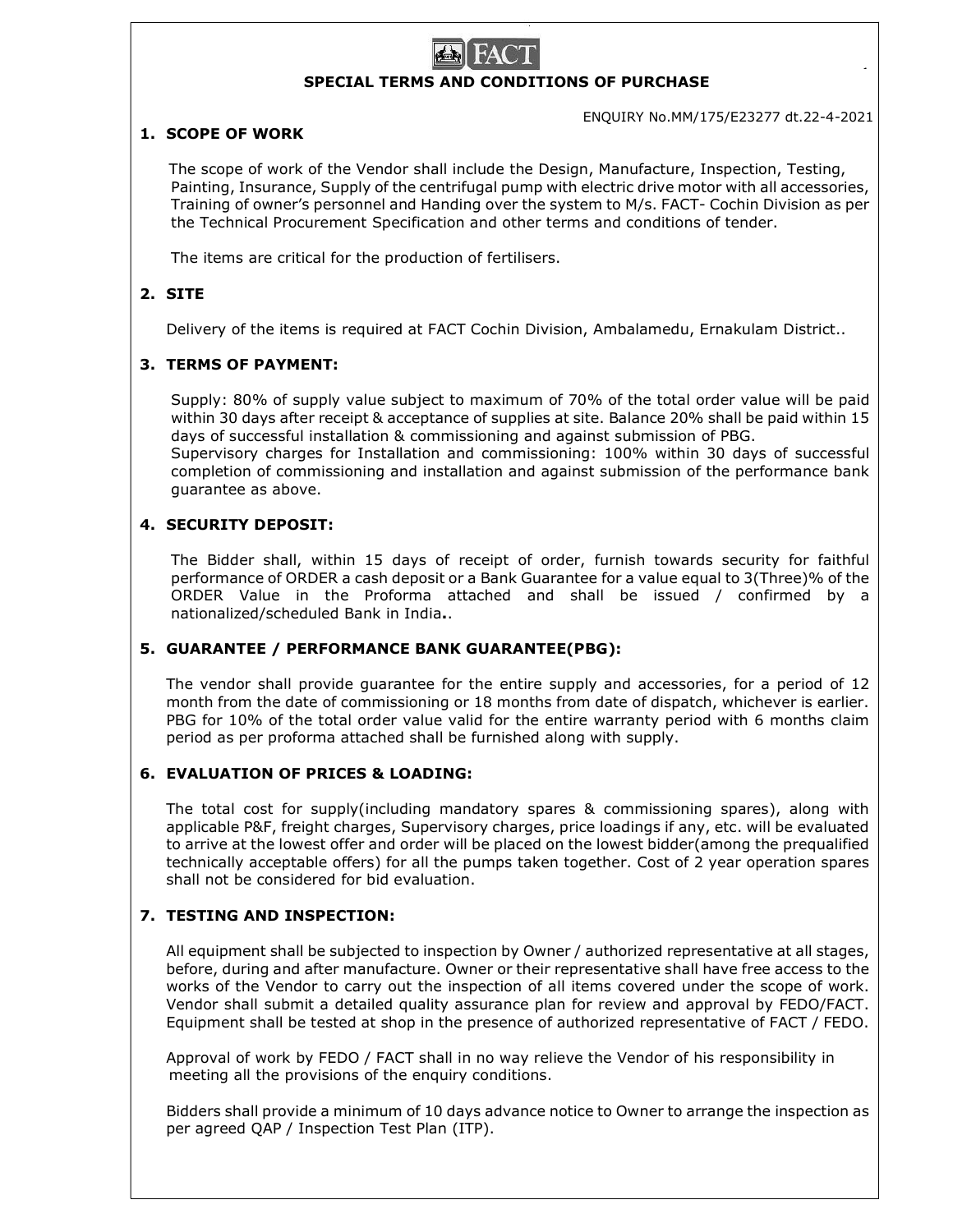FACT

# SPECIAL TERMS AND CONDITIONS OF PURCHASE

ENQUIRY No.MM/175/E23277 dt.22-4-2021

## 1. SCOPE OF WORK

The scope of work of the Vendor shall include the Design, Manufacture, Inspection, Testing, Painting, Insurance, Supply of the centrifugal pump with electric drive motor with all accessories, Training of owner's personnel and Handing over the system to M/s. FACT- Cochin Division as per the Technical Procurement Specification and other terms and conditions of tender.

The items are critical for the production of fertilisers.

## 2. SITE

Delivery of the items is required at FACT Cochin Division, Ambalamedu, Ernakulam District..

## 3. TERMS OF PAYMENT:

Supply: 80% of supply value subject to maximum of 70% of the total order value will be paid within 30 days after receipt & acceptance of supplies at site. Balance 20% shall be paid within 15 days of successful installation & commissioning and against submission of PBG.
Supervisory charges for Installation and commissioning: 100% within 30 days of successful completion of commissioning and installation and against submission of the performance bank guarantee as above.

## 4. SECURITY DEPOSIT:

The Bidder shall, within 15 days of receipt of order, furnish towards security for faithful performance of ORDER a cash deposit or a Bank Guarantee for a value equal to 3(Three)% of the ORDER Value in the Proforma attached and shall be issued / confirmed by a nationalized/scheduled Bank in India**.**.

## 5. GUARANTEE / PERFORMANCE BANK GUARANTEE(PBG):

The vendor shall provide guarantee for the entire supply and accessories, for a period of 12 month from the date of commissioning or 18 months from date of dispatch, whichever is earlier. PBG for 10% of the total order value valid for the entire warranty period with 6 months claim period as per proforma attached shall be furnished along with supply.

## 6. EVALUATION OF PRICES & LOADING:

The total cost for supply(including mandatory spares & commissioning spares), along with applicable P&F, freight charges, Supervisory charges, price loadings if any, etc. will be evaluated to arrive at the lowest offer and order will be placed on the lowest bidder(among the prequalified technically acceptable offers) for all the pumps taken together. Cost of 2 year operation spares shall not be considered for bid evaluation.

## 7. TESTING AND INSPECTION:

All equipment shall be subjected to inspection by Owner / authorized representative at all stages, before, during and after manufacture. Owner or their representative shall have free access to the works of the Vendor to carry out the inspection of all items covered under the scope of work. Vendor shall submit a detailed quality assurance plan for review and approval by FEDO/FACT. Equipment shall be tested at shop in the presence of authorized representative of FACT / FEDO.

Approval of work by FEDO / FACT shall in no way relieve the Vendor of his responsibility in meeting all the provisions of the enquiry conditions.

Bidders shall provide a minimum of 10 days advance notice to Owner to arrange the inspection as per agreed QAP / Inspection Test Plan (ITP).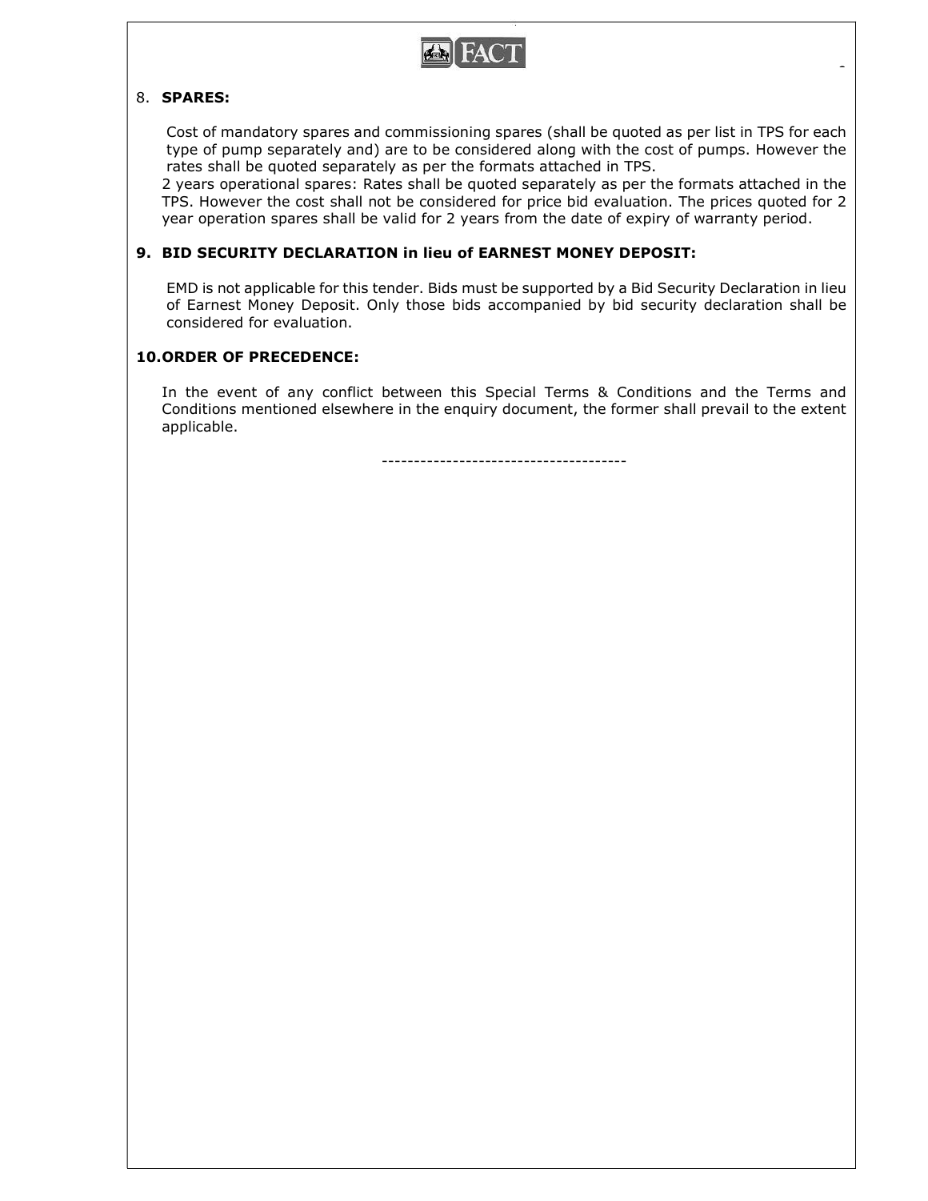8. **SPARES:**

Cost of mandatory spares and commissioning spares (shall be quoted as per list in TPS for each type of pump separately and) are to be considered along with the cost of pumps. However the rates shall be quoted separately as per the formats attached in TPS.

2 years operational spares: Rates shall be quoted separately as per the formats attached in the TPS. However the cost shall not be considered for price bid evaluation. The prices quoted for 2 year operation spares shall be valid for 2 years from the date of expiry of warranty period.

**9. BID SECURITY DECLARATION in lieu of EARNEST MONEY DEPOSIT:**

EMD is not applicable for this tender. Bids must be supported by a Bid Security Declaration in lieu of Earnest Money Deposit. Only those bids accompanied by bid security declaration shall be considered for evaluation.

**10. ORDER OF PRECEDENCE:**

In the event of any conflict between this Special Terms & Conditions and the Terms and Conditions mentioned elsewhere in the enquiry document, the former shall prevail to the extent applicable.

-------------------------------------